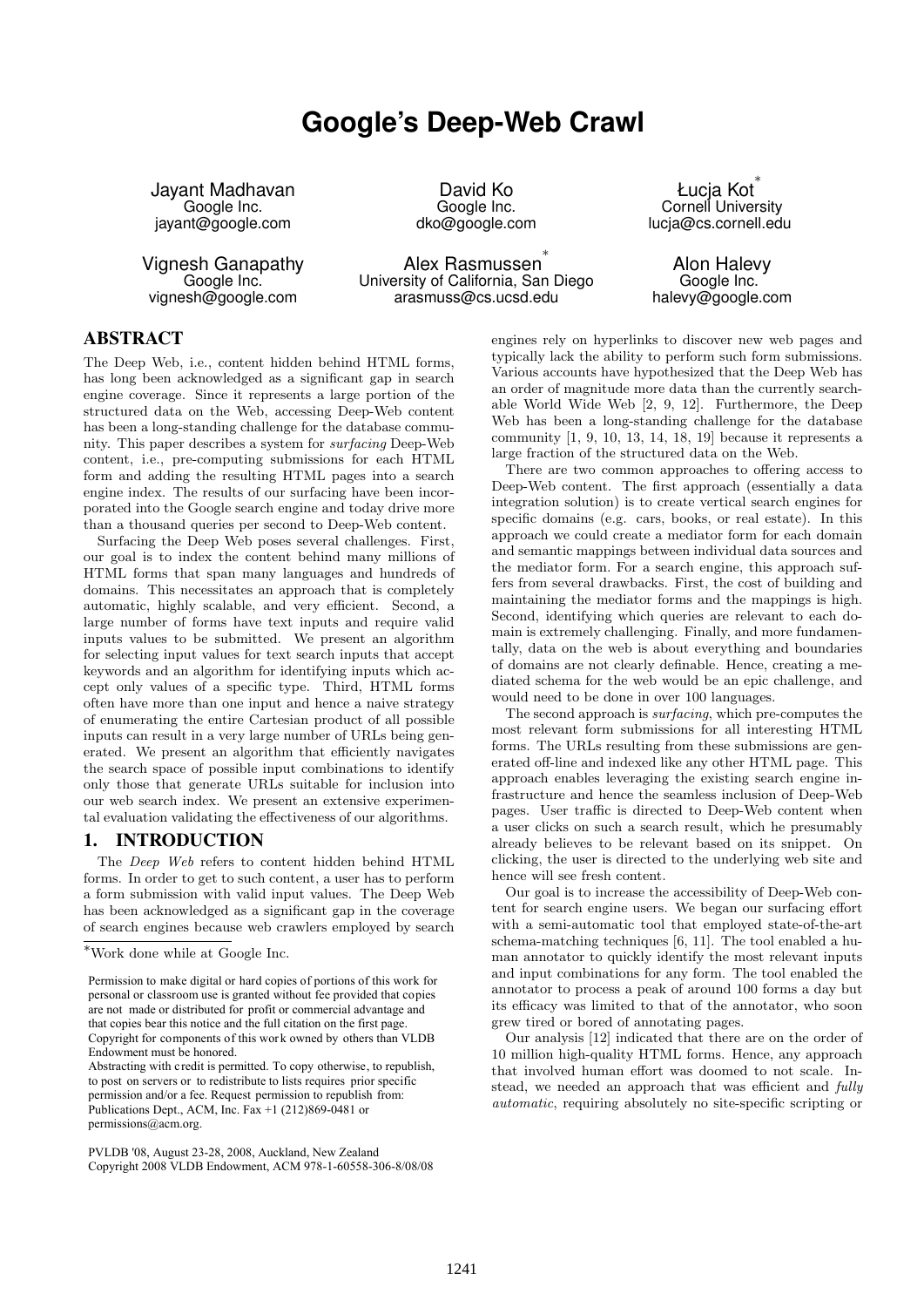# Google's Deep-Web Crawl

Jayant Madhavan
Google Inc.
jayant@google.com

David Ko
Google Inc.
dko@google.com

Łucja Kot*
Cornell University
lucja@cs.cornell.edu

Vignesh Ganapathy
Google Inc.
vignesh@google.com

Alex Rasmussen*
University of California, San Diego
arasmuss@cs.ucsd.edu

Alon Halevy
Google Inc.
halevy@google.com

## ABSTRACT

The Deep Web, i.e., content hidden behind HTML forms, has long been acknowledged as a significant gap in search engine coverage. Since it represents a large portion of the structured data on the Web, accessing Deep-Web content has been a long-standing challenge for the database community. This paper describes a system for *surfacing* Deep-Web content, i.e., pre-computing submissions for each HTML form and adding the resulting HTML pages into a search engine index. The results of our surfacing have been incorporated into the Google search engine and today drive more than a thousand queries per second to Deep-Web content.

Surfacing the Deep Web poses several challenges. First, our goal is to index the content behind many millions of HTML forms that span many languages and hundreds of domains. This necessitates an approach that is completely automatic, highly scalable, and very efficient. Second, a large number of forms have text inputs and require valid inputs values to be submitted. We present an algorithm for selecting input values for text search inputs that accept keywords and an algorithm for identifying inputs which accept only values of a specific type. Third, HTML forms often have more than one input and hence a naive strategy of enumerating the entire Cartesian product of all possible inputs can result in a very large number of URLs being generated. We present an algorithm that efficiently navigates the search space of possible input combinations to identify only those that generate URLs suitable for inclusion into our web search index. We present an extensive experimental evaluation validating the effectiveness of our algorithms.

## 1. INTRODUCTION

The *Deep Web* refers to content hidden behind HTML forms. In order to get to such content, a user has to perform a form submission with valid input values. The Deep Web has been acknowledged as a significant gap in the coverage of search engines because web crawlers employed by search engines rely on hyperlinks to discover new web pages and typically lack the ability to perform such form submissions. Various accounts have hypothesized that the Deep Web has an order of magnitude more data than the currently searchable World Wide Web [2, 9, 12]. Furthermore, the Deep Web has been a long-standing challenge for the database community [1, 9, 10, 13, 14, 18, 19] because it represents a large fraction of the structured data on the Web.

There are two common approaches to offering access to Deep-Web content. The first approach (essentially a data integration solution) is to create vertical search engines for specific domains (e.g. cars, books, or real estate). In this approach we could create a mediator form for each domain and semantic mappings between individual data sources and the mediator form. For a search engine, this approach suffers from several drawbacks. First, the cost of building and maintaining the mediator forms and the mappings is high. Second, identifying which queries are relevant to each domain is extremely challenging. Finally, and more fundamentally, data on the web is about everything and boundaries of domains are not clearly definable. Hence, creating a mediated schema for the web would be an epic challenge, and would need to be done in over 100 languages.

The second approach is *surfacing*, which pre-computes the most relevant form submissions for all interesting HTML forms. The URLs resulting from these submissions are generated off-line and indexed like any other HTML page. This approach enables leveraging the existing search engine infrastructure and hence the seamless inclusion of Deep-Web pages. User traffic is directed to Deep-Web content when a user clicks on such a search result, which he presumably already believes to be relevant based on its snippet. On clicking, the user is directed to the underlying web site and hence will see fresh content.

Our goal is to increase the accessibility of Deep-Web content for search engine users. We began our surfacing effort with a semi-automatic tool that employed state-of-the-art schema-matching techniques [6, 11]. The tool enabled a human annotator to quickly identify the most relevant inputs and input combinations for any form. The tool enabled the annotator to process a peak of around 100 forms a day but its efficacy was limited to that of the annotator, who soon grew tired or bored of annotating pages.

Our analysis [12] indicated that there are on the order of 10 million high-quality HTML forms. Hence, any approach that involved human effort was doomed to not scale. Instead, we needed an approach that was efficient and *fully automatic*, requiring absolutely no site-specific scripting or

*Work done while at Google Inc.

Permission to make digital or hard copies of portions of this work for personal or classroom use is granted without fee provided that copies are not made or distributed for profit or commercial advantage and that copies bear this notice and the full citation on the first page. Copyright for components of this work owned by others than VLDB Endowment must be honored.
Abstracting with credit is permitted. To copy otherwise, to republish, to post on servers or to redistribute to lists requires prior specific permission and/or a fee. Request permission to republish from: Publications Dept., ACM, Inc. Fax +1 (212)869-0481 or permissions@acm.org.

PVLDB '08, August 23-28, 2008, Auckland, New Zealand
Copyright 2008 VLDB Endowment, ACM 978-1-60558-306-8/08/08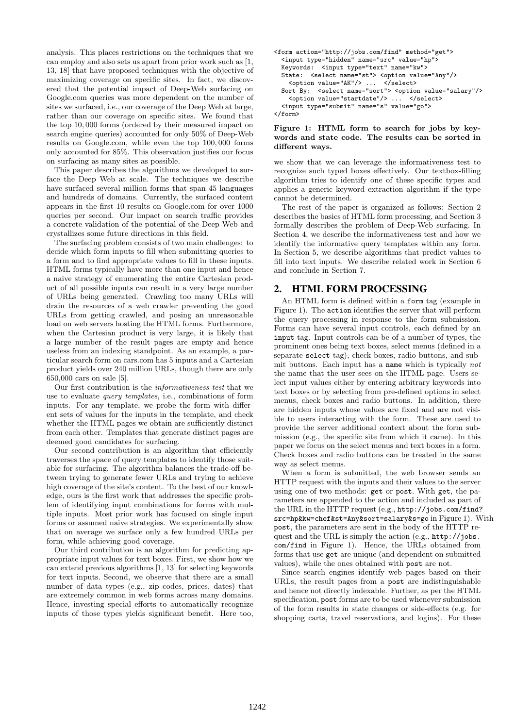analysis. This places restrictions on the techniques that we can employ and also sets us apart from prior work such as [1, 13, 18] that have proposed techniques with the objective of maximizing coverage on specific sites. In fact, we discovered that the potential impact of Deep-Web surfacing on Google.com queries was more dependent on the number of sites we surfaced, i.e., our coverage of the Deep Web at large, rather than our coverage on specific sites. We found that the top 10,000 forms (ordered by their measured impact on search engine queries) accounted for only 50% of Deep-Web results on Google.com, while even the top 100,000 forms only accounted for 85%. This observation justifies our focus on surfacing as many sites as possible.

This paper describes the algorithms we developed to surface the Deep Web at scale. The techniques we describe have surfaced several million forms that span 45 languages and hundreds of domains. Currently, the surfaced content appears in the first 10 results on Google.com for over 1000 queries per second. Our impact on search traffic provides a concrete validation of the potential of the Deep Web and crystallizes some future directions in this field.

The surfacing problem consists of two main challenges: to decide which form inputs to fill when submitting queries to a form and to find appropriate values to fill in these inputs. HTML forms typically have more than one input and hence a naive strategy of enumerating the entire Cartesian product of all possible inputs can result in a very large number of URLs being generated. Crawling too many URLs will drain the resources of a web crawler preventing the good URLs from getting crawled, and posing an unreasonable load on web servers hosting the HTML forms. Furthermore, when the Cartesian product is very large, it is likely that a large number of the result pages are empty and hence useless from an indexing standpoint. As an example, a particular search form on cars.com has 5 inputs and a Cartesian product yields over 240 million URLs, though there are only 650,000 cars on sale [5].

Our first contribution is the *informativeness test* that we use to evaluate *query templates*, i.e., combinations of form inputs. For any template, we probe the form with different sets of values for the inputs in the template, and check whether the HTML pages we obtain are sufficiently distinct from each other. Templates that generate distinct pages are deemed good candidates for surfacing.

Our second contribution is an algorithm that efficiently traverses the space of query templates to identify those suitable for surfacing. The algorithm balances the trade-off between trying to generate fewer URLs and trying to achieve high coverage of the site's content. To the best of our knowledge, ours is the first work that addresses the specific problem of identifying input combinations for forms with multiple inputs. Most prior work has focused on single input forms or assumed naive strategies. We experimentally show that on average we surface only a few hundred URLs per form, while achieving good coverage.

Our third contribution is an algorithm for predicting appropriate input values for text boxes. First, we show how we can extend previous algorithms [1, 13] for selecting keywords for text inputs. Second, we observe that there are a small number of data types (e.g., zip codes, prices, dates) that are extremely common in web forms across many domains. Hence, investing special efforts to automatically recognize inputs of those types yields significant benefit. Here too, we show that we can leverage the informativeness test to recognize such typed boxes effectively. Our textbox-filling algorithm tries to identify one of these specific types and applies a generic keyword extraction algorithm if the type cannot be determined.

```
<form action="http://jobs.com/find" method="get">
  <input type="hidden" name="src" value="hp">
  Keywords:  <input type="text" name="kw">
  State:  <select name="st"> <option value="Any"/>
    <option value="AK"/> ...  </select>
  Sort By:  <select name="sort"> <option value="salary"/>
    <option value="startdate"/> ...  </select>
  <input type="submit" name="s" value="go">
</form>
```

**Figure 1: HTML form to search for jobs by keywords and state code. The results can be sorted in different ways.**

The rest of the paper is organized as follows: Section 2 describes the basics of HTML form processing, and Section 3 formally describes the problem of Deep-Web surfacing. In Section 4, we describe the informativeness test and how we identify the informative query templates within any form. In Section 5, we describe algorithms that predict values to fill into text inputs. We describe related work in Section 6 and conclude in Section 7.

## 2. HTML FORM PROCESSING

An HTML form is defined within a `form` tag (example in Figure 1). The `action` identifies the server that will perform the query processing in response to the form submission. Forms can have several input controls, each defined by an `input` tag. Input controls can be of a number of types, the prominent ones being text boxes, select menus (defined in a separate `select` tag), check boxes, radio buttons, and submit buttons. Each input has a `name` which is typically *not* the name that the user sees on the HTML page. Users select input values either by entering arbitrary keywords into text boxes or by selecting from pre-defined options in select menus, check boxes and radio buttons. In addition, there are hidden inputs whose values are fixed and are not visible to users interacting with the form. These are used to provide the server additional context about the form submission (e.g., the specific site from which it came). In this paper we focus on the select menus and text boxes in a form. Check boxes and radio buttons can be treated in the same way as select menus.

When a form is submitted, the web browser sends an HTTP request with the inputs and their values to the server using one of two methods: `get` or `post`. With `get`, the parameters are appended to the action and included as part of the URL in the HTTP request (e.g., `http://jobs.com/find?src=hp&kw=chef&st=Any&sort=salary&s=go` in Figure 1). With `post`, the parameters are sent in the body of the HTTP request and the URL is simply the action (e.g., `http://jobs.com/find` in Figure 1). Hence, the URLs obtained from forms that use `get` are unique (and dependent on submitted values), while the ones obtained with `post` are not.

Since search engines identify web pages based on their URLs, the result pages from a `post` are indistinguishable and hence not directly indexable. Further, as per the HTML specification, `post` forms are to be used whenever submission of the form results in state changes or side-effects (e.g. for shopping carts, travel reservations, and logins). For these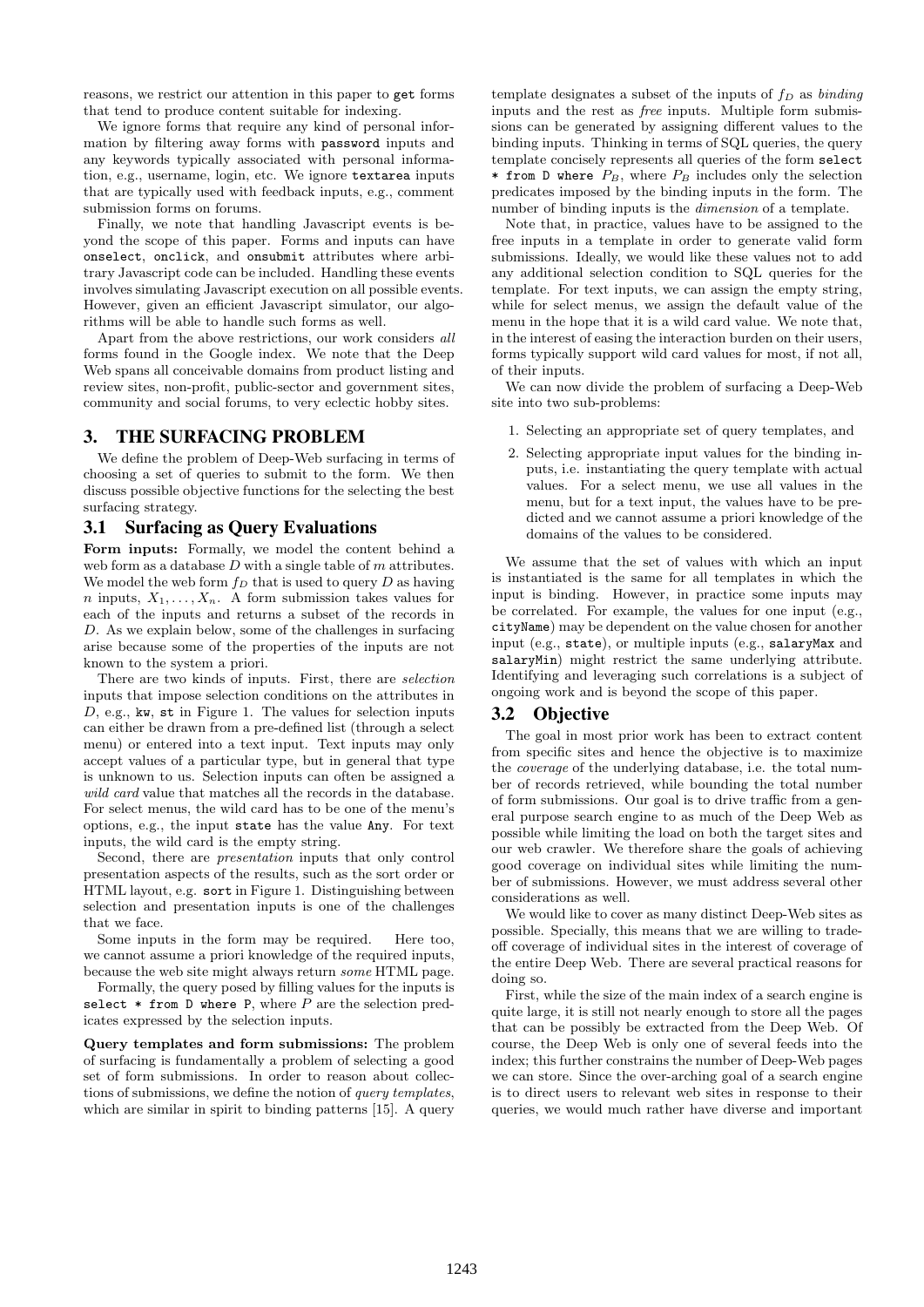reasons, we restrict our attention in this paper to get forms that tend to produce content suitable for indexing.

We ignore forms that require any kind of personal information by filtering away forms with password inputs and any keywords typically associated with personal information, e.g., username, login, etc. We ignore textarea inputs that are typically used with feedback inputs, e.g., comment submission forms on forums.

Finally, we note that handling Javascript events is beyond the scope of this paper. Forms and inputs can have onselect, onclick, and onsubmit attributes where arbitrary Javascript code can be included. Handling these events involves simulating Javascript execution on all possible events. However, given an efficient Javascript simulator, our algorithms will be able to handle such forms as well.

Apart from the above restrictions, our work considers *all* forms found in the Google index. We note that the Deep Web spans all conceivable domains from product listing and review sites, non-profit, public-sector and government sites, community and social forums, to very eclectic hobby sites.

## 3. THE SURFACING PROBLEM

We define the problem of Deep-Web surfacing in terms of choosing a set of queries to submit to the form. We then discuss possible objective functions for the selecting the best surfacing strategy.

### 3.1 Surfacing as Query Evaluations

**Form inputs:** Formally, we model the content behind a web form as a database $D$ with a single table of $m$ attributes. We model the web form $f_D$ that is used to query $D$ as having $n$ inputs, $X_1, \ldots, X_n$. A form submission takes values for each of the inputs and returns a subset of the records in $D$. As we explain below, some of the challenges in surfacing arise because some of the properties of the inputs are not known to the system a priori.

There are two kinds of inputs. First, there are *selection* inputs that impose selection conditions on the attributes in $D$, e.g., kw, st in Figure 1. The values for selection inputs can either be drawn from a pre-defined list (through a select menu) or entered into a text input. Text inputs may only accept values of a particular type, but in general that type is unknown to us. Selection inputs can often be assigned a *wild card* value that matches all the records in the database. For select menus, the wild card has to be one of the menu's options, e.g., the input state has the value Any. For text inputs, the wild card is the empty string.

Second, there are *presentation* inputs that only control presentation aspects of the results, such as the sort order or HTML layout, e.g. sort in Figure 1. Distinguishing between selection and presentation inputs is one of the challenges that we face.

Some inputs in the form may be required. Here too, we cannot assume a priori knowledge of the required inputs, because the web site might always return *some* HTML page.

Formally, the query posed by filling values for the inputs is select * from D where P, where $P$ are the selection predicates expressed by the selection inputs.

**Query templates and form submissions:** The problem of surfacing is fundamentally a problem of selecting a good set of form submissions. In order to reason about collections of submissions, we define the notion of *query templates*, which are similar in spirit to binding patterns [15]. A query template designates a subset of the inputs of $f_D$ as *binding* inputs and the rest as *free* inputs. Multiple form submissions can be generated by assigning different values to the binding inputs. Thinking in terms of SQL queries, the query template concisely represents all queries of the form select * from D where $P_B$, where $P_B$ includes only the selection predicates imposed by the binding inputs in the form. The number of binding inputs is the *dimension* of a template.

Note that, in practice, values have to be assigned to the free inputs in a template in order to generate valid form submissions. Ideally, we would like these values not to add any additional selection condition to SQL queries for the template. For text inputs, we can assign the empty string, while for select menus, we assign the default value of the menu in the hope that it is a wild card value. We note that, in the interest of easing the interaction burden on their users, forms typically support wild card values for most, if not all, of their inputs.

We can now divide the problem of surfacing a Deep-Web site into two sub-problems:

1. Selecting an appropriate set of query templates, and
2. Selecting appropriate input values for the binding inputs, i.e. instantiating the query template with actual values. For a select menu, we use all values in the menu, but for a text input, the values have to be predicted and we cannot assume a priori knowledge of the domains of the values to be considered.

We assume that the set of values with which an input is instantiated is the same for all templates in which the input is binding. However, in practice some inputs may be correlated. For example, the values for one input (e.g., cityName) may be dependent on the value chosen for another input (e.g., state), or multiple inputs (e.g., salaryMax and salaryMin) might restrict the same underlying attribute. Identifying and leveraging such correlations is a subject of ongoing work and is beyond the scope of this paper.

### 3.2 Objective

The goal in most prior work has been to extract content from specific sites and hence the objective is to maximize the *coverage* of the underlying database, i.e. the total number of records retrieved, while bounding the total number of form submissions. Our goal is to drive traffic from a general purpose search engine to as much of the Deep Web as possible while limiting the load on both the target sites and our web crawler. We therefore share the goals of achieving good coverage on individual sites while limiting the number of submissions. However, we must address several other considerations as well.

We would like to cover as many distinct Deep-Web sites as possible. Specially, this means that we are willing to tradeoff coverage of individual sites in the interest of coverage of the entire Deep Web. There are several practical reasons for doing so.

First, while the size of the main index of a search engine is quite large, it is still not nearly enough to store all the pages that can be possibly be extracted from the Deep Web. Of course, the Deep Web is only one of several feeds into the index; this further constrains the number of Deep-Web pages we can store. Since the over-arching goal of a search engine is to direct users to relevant web sites in response to their queries, we would much rather have diverse and important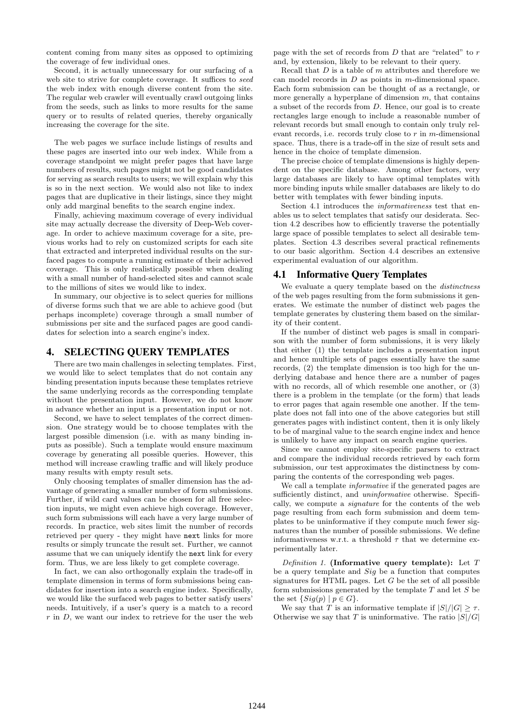content coming from many sites as opposed to optimizing the coverage of few individual ones.

Second, it is actually unnecessary for our surfacing of a web site to strive for complete coverage. It suffices to *seed* the web index with enough diverse content from the site. The regular web crawler will eventually crawl outgoing links from the seeds, such as links to more results for the same query or to results of related queries, thereby organically increasing the coverage for the site.

The web pages we surface include listings of results and these pages are inserted into our web index. While from a coverage standpoint we might prefer pages that have large numbers of results, such pages might not be good candidates for serving as search results to users; we will explain why this is so in the next section. We would also not like to index pages that are duplicative in their listings, since they might only add marginal benefits to the search engine index.

Finally, achieving maximum coverage of every individual site may actually decrease the diversity of Deep-Web coverage. In order to achieve maximum coverage for a site, previous works had to rely on customized scripts for each site that extracted and interpreted individual results on the surfaced pages to compute a running estimate of their achieved coverage. This is only realistically possible when dealing with a small number of hand-selected sites and cannot scale to the millions of sites we would like to index.

In summary, our objective is to select queries for millions of diverse forms such that we are able to achieve good (but perhaps incomplete) coverage through a small number of submissions per site and the surfaced pages are good candidates for selection into a search engine's index.

# 4. SELECTING QUERY TEMPLATES

There are two main challenges in selecting templates. First, we would like to select templates that do not contain any binding presentation inputs because these templates retrieve the same underlying records as the corresponding template without the presentation input. However, we do not know in advance whether an input is a presentation input or not.

Second, we have to select templates of the correct dimension. One strategy would be to choose templates with the largest possible dimension (i.e. with as many binding inputs as possible). Such a template would ensure maximum coverage by generating all possible queries. However, this method will increase crawling traffic and will likely produce many results with empty result sets.

Only choosing templates of smaller dimension has the advantage of generating a smaller number of form submissions. Further, if wild card values can be chosen for all free selection inputs, we might even achieve high coverage. However, such form submissions will each have a very large number of records. In practice, web sites limit the number of records retrieved per query - they might have `next` links for more results or simply truncate the result set. Further, we cannot assume that we can uniquely identify the `next` link for every form. Thus, we are less likely to get complete coverage.

In fact, we can also orthogonally explain the trade-off in template dimension in terms of form submissions being candidates for insertion into a search engine index. Specifically, we would like the surfaced web pages to better satisfy users' needs. Intuitively, if a user's query is a match to a record $r$ in $D$, we want our index to retrieve for the user the web page with the set of records from $D$ that are "related" to $r$ and, by extension, likely to be relevant to their query.

Recall that $D$ is a table of $m$ attributes and therefore we can model records in $D$ as points in $m$-dimensional space. Each form submission can be thought of as a rectangle, or more generally a hyperplane of dimension $m$, that contains a subset of the records from $D$. Hence, our goal is to create rectangles large enough to include a reasonable number of relevant records but small enough to contain only truly relevant records, i.e. records truly close to $r$ in $m$-dimensional space. Thus, there is a trade-off in the size of result sets and hence in the choice of template dimension.

The precise choice of template dimensions is highly dependent on the specific database. Among other factors, very large databases are likely to have optimal templates with more binding inputs while smaller databases are likely to do better with templates with fewer binding inputs.

Section 4.1 introduces the *informativeness* test that enables us to select templates that satisfy our desiderata. Section 4.2 describes how to efficiently traverse the potentially large space of possible templates to select all desirable templates. Section 4.3 describes several practical refinements to our basic algorithm. Section 4.4 describes an extensive experimental evaluation of our algorithm.

## 4.1 Informative Query Templates

We evaluate a query template based on the *distinctness* of the web pages resulting from the form submissions it generates. We estimate the number of distinct web pages the template generates by clustering them based on the similarity of their content.

If the number of distinct web pages is small in comparison with the number of form submissions, it is very likely that either (1) the template includes a presentation input and hence multiple sets of pages essentially have the same records, (2) the template dimension is too high for the underlying database and hence there are a number of pages with no records, all of which resemble one another, or (3) there is a problem in the template (or the form) that leads to error pages that again resemble one another. If the template does not fall into one of the above categories but still generates pages with indistinct content, then it is only likely to be of marginal value to the search engine index and hence is unlikely to have any impact on search engine queries.

Since we cannot employ site-specific parsers to extract and compare the individual records retrieved by each form submission, our test approximates the distinctness by comparing the contents of the corresponding web pages.

We call a template *informative* if the generated pages are sufficiently distinct, and *uninformative* otherwise. Specifically, we compute a *signature* for the contents of the web page resulting from each form submission and deem templates to be uninformative if they compute much fewer signatures than the number of possible submissions. We define informativeness w.r.t. a threshold $\tau$ that we determine experimentally later.

*Definition 1.* **(Informative query template):** Let $T$ be a query template and $Sig$ be a function that computes signatures for HTML pages. Let $G$ be the set of all possible form submissions generated by the template $T$ and let $S$ be the set $\{Sig(p) \mid p \in G\}$.

We say that $T$ is an informative template if $|S|/|G| \geq \tau$. Otherwise we say that $T$ is uninformative. The ratio $|S|/|G|$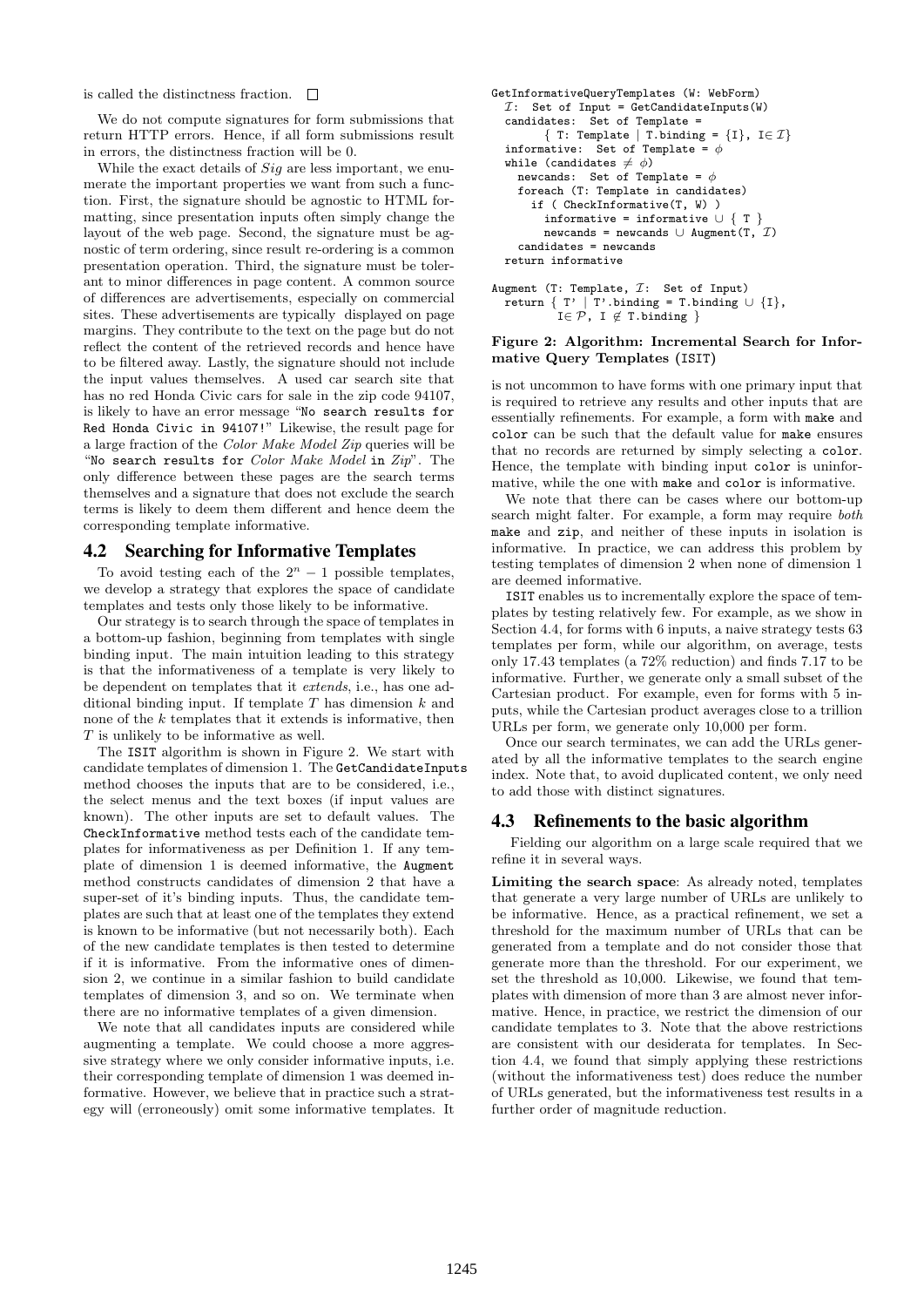is called the distinctness fraction. □

We do not compute signatures for form submissions that return HTTP errors. Hence, if all form submissions result in errors, the distinctness fraction will be 0.

While the exact details of *Sig* are less important, we enumerate the important properties we want from such a function. First, the signature should be agnostic to HTML formatting, since presentation inputs often simply change the layout of the web page. Second, the signature must be agnostic of term ordering, since result re-ordering is a common presentation operation. Third, the signature must be tolerant to minor differences in page content. A common source of differences are advertisements, especially on commercial sites. These advertisements are typically displayed on page margins. They contribute to the text on the page but do not reflect the content of the retrieved records and hence have to be filtered away. Lastly, the signature should not include the input values themselves. A used car search site that has no red Honda Civic cars for sale in the zip code 94107, is likely to have an error message "`No search results for Red Honda Civic in 94107!`" Likewise, the result page for a large fraction of the *Color Make Model Zip* queries will be "`No search results for` *Color Make Model* `in` *Zip*". The only difference between these pages are the search terms themselves and a signature that does not exclude the search terms is likely to deem them different and hence deem the corresponding template informative.

## 4.2 Searching for Informative Templates

To avoid testing each of the $2^n - 1$ possible templates, we develop a strategy that explores the space of candidate templates and tests only those likely to be informative.

Our strategy is to search through the space of templates in a bottom-up fashion, beginning from templates with single binding input. The main intuition leading to this strategy is that the informativeness of a template is very likely to be dependent on templates that it *extends*, i.e., has one additional binding input. If template $T$ has dimension $k$ and none of the $k$ templates that it extends is informative, then $T$ is unlikely to be informative as well.

The ISIT algorithm is shown in Figure 2. We start with candidate templates of dimension 1. The GetCandidateInputs method chooses the inputs that are to be considered, i.e., the select menus and the text boxes (if input values are known). The other inputs are set to default values. The CheckInformative method tests each of the candidate templates for informativeness as per Definition 1. If any template of dimension 1 is deemed informative, the Augment method constructs candidates of dimension 2 that have a super-set of it's binding inputs. Thus, the candidate templates are such that at least one of the templates they extend is known to be informative (but not necessarily both). Each of the new candidate templates is then tested to determine if it is informative. From the informative ones of dimension 2, we continue in a similar fashion to build candidate templates of dimension 3, and so on. We terminate when there are no informative templates of a given dimension.

We note that all candidates inputs are considered while augmenting a template. We could choose a more aggressive strategy where we only consider informative inputs, i.e. their corresponding template of dimension 1 was deemed informative. However, we believe that in practice such a strategy will (erroneously) omit some informative templates. It is not uncommon to have forms with one primary input that is required to retrieve any results and other inputs that are essentially refinements. For example, a form with `make` and `color` can be such that the default value for `make` ensures that no records are returned by simply selecting a `color`. Hence, the template with binding input `color` is uninformative, while the one with `make` and `color` is informative.

```
GetInformativeQueryTemplates (W: WebForm)
  I:  Set of Input = GetCandidateInputs(W)
  candidates:  Set of Template =
        { T: Template | T.binding = {I}, I∈ I}
  informative:  Set of Template = φ
  while (candidates ≠ φ)
    newcands:  Set of Template = φ
    foreach (T: Template in candidates)
      if ( CheckInformative(T, W) )
        informative = informative ∪ { T }
        newcands = newcands ∪ Augment(T, I)
    candidates = newcands
  return informative

Augment (T: Template, I:  Set of Input)
  return { T' | T'.binding = T.binding ∪ {I},
          I∈ P, I ∉ T.binding }
```

**Figure 2: Algorithm: Incremental Search for Informative Query Templates (ISIT)**

We note that there can be cases where our bottom-up search might falter. For example, a form may require *both* `make` and `zip`, and neither of these inputs in isolation is informative. In practice, we can address this problem by testing templates of dimension 2 when none of dimension 1 are deemed informative.

ISIT enables us to incrementally explore the space of templates by testing relatively few. For example, as we show in Section 4.4, for forms with 6 inputs, a naive strategy tests 63 templates per form, while our algorithm, on average, tests only 17.43 templates (a 72% reduction) and finds 7.17 to be informative. Further, we generate only a small subset of the Cartesian product. For example, even for forms with 5 inputs, while the Cartesian product averages close to a trillion URLs per form, we generate only 10,000 per form.

Once our search terminates, we can add the URLs generated by all the informative templates to the search engine index. Note that, to avoid duplicated content, we only need to add those with distinct signatures.

## 4.3 Refinements to the basic algorithm

Fielding our algorithm on a large scale required that we refine it in several ways.

**Limiting the search space**: As already noted, templates that generate a very large number of URLs are unlikely to be informative. Hence, as a practical refinement, we set a threshold for the maximum number of URLs that can be generated from a template and do not consider those that generate more than the threshold. For our experiment, we set the threshold as 10,000. Likewise, we found that templates with dimension of more than 3 are almost never informative. Hence, in practice, we restrict the dimension of our candidate templates to 3. Note that the above restrictions are consistent with our desiderata for templates. In Section 4.4, we found that simply applying these restrictions (without the informativeness test) does reduce the number of URLs generated, but the informativeness test results in a further order of magnitude reduction.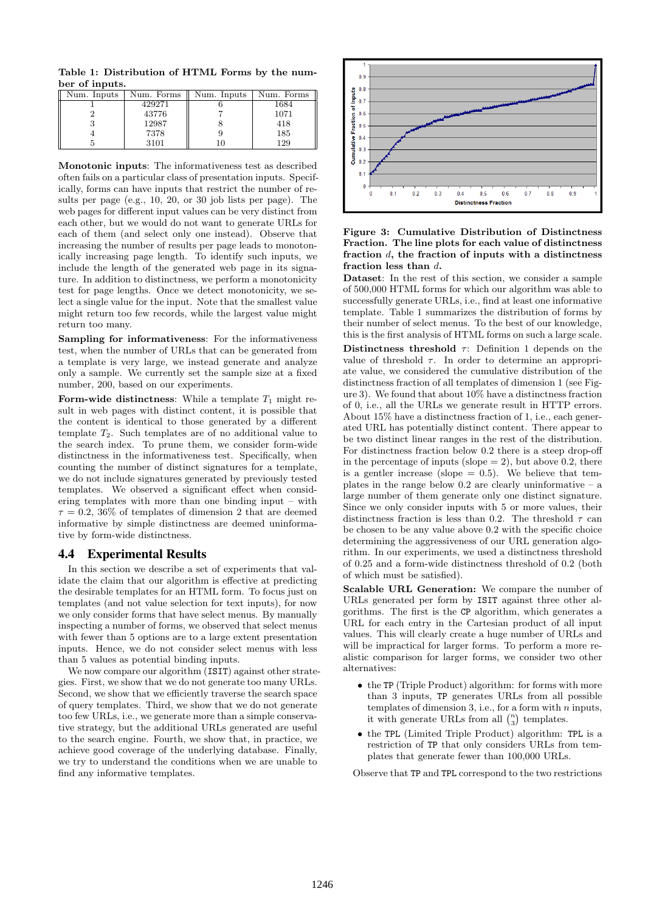**Table 1: Distribution of HTML Forms by the number of inputs.**

| Num. Inputs | Num. Forms | Num. Inputs | Num. Forms |
|---|---|---|---|
| 1 | 429271 | 6 | 1684 |
| 2 | 43776 | 7 | 1071 |
| 3 | 12987 | 8 | 418 |
| 4 | 7378 | 9 | 185 |
| 5 | 3101 | 10 | 129 |

**Monotonic inputs**: The informativeness test as described often fails on a particular class of presentation inputs. Specifically, forms can have inputs that restrict the number of results per page (e.g., 10, 20, or 30 job lists per page). The web pages for different input values can be very distinct from each other, but we would do not want to generate URLs for each of them (and select only one instead). Observe that increasing the number of results per page leads to monotonically increasing page length. To identify such inputs, we include the length of the generated web page in its signature. In addition to distinctness, we perform a monotonicity test for page lengths. Once we detect monotonicity, we select a single value for the input. Note that the smallest value might return too few records, while the largest value might return too many.

**Sampling for informativeness**: For the informativeness test, when the number of URLs that can be generated from a template is very large, we instead generate and analyze only a sample. We currently set the sample size at a fixed number, 200, based on our experiments.

**Form-wide distinctness**: While a template $T_1$ might result in web pages with distinct content, it is possible that the content is identical to those generated by a different template $T_2$. Such templates are of no additional value to the search index. To prune them, we consider form-wide distinctness in the informativeness test. Specifically, when counting the number of distinct signatures for a template, we do not include signatures generated by previously tested templates. We observed a significant effect when considering templates with more than one binding input – with $\tau = 0.2$, 36% of templates of dimension 2 that are deemed informative by simple distinctness are deemed uninformative by form-wide distinctness.

## 4.4 Experimental Results

In this section we describe a set of experiments that validate the claim that our algorithm is effective at predicting the desirable templates for an HTML form. To focus just on templates (and not value selection for text inputs), for now we only consider forms that have select menus. By manually inspecting a number of forms, we observed that select menus with fewer than 5 options are to a large extent presentation inputs. Hence, we do not consider select menus with less than 5 values as potential binding inputs.

We now compare our algorithm (ISIT) against other strategies. First, we show that we do not generate too many URLs. Second, we show that we efficiently traverse the search space of query templates. Third, we show that we do not generate too few URLs, i.e., we generate more than a simple conservative strategy, but the additional URLs generated are useful to the search engine. Fourth, we show that, in practice, we achieve good coverage of the underlying database. Finally, we try to understand the conditions when we are unable to find any informative templates.

**Figure 3: Cumulative Distribution of Distinctness Fraction. The line plots for each value of distinctness fraction $d$, the fraction of inputs with a distinctness fraction less than $d$.**

**Dataset**: In the rest of this section, we consider a sample of 500,000 HTML forms for which our algorithm was able to successfully generate URLs, i.e., find at least one informative template. Table 1 summarizes the distribution of forms by their number of select menus. To the best of our knowledge, this is the first analysis of HTML forms on such a large scale.

**Distinctness threshold $\tau$**: Definition 1 depends on the value of threshold $\tau$. In order to determine an appropriate value, we considered the cumulative distribution of the distinctness fraction of all templates of dimension 1 (see Figure 3). We found that about 10% have a distinctness fraction of 0, i.e., all the URLs we generate result in HTTP errors. About 15% have a distinctness fraction of 1, i.e., each generated URL has potentially distinct content. There appear to be two distinct linear ranges in the rest of the distribution. For distinctness fraction below 0.2 there is a steep drop-off in the percentage of inputs (slope = 2), but above 0.2, there is a gentler increase (slope = 0.5). We believe that templates in the range below 0.2 are clearly uninformative – a large number of them generate only one distinct signature. Since we only consider inputs with 5 or more values, their distinctness fraction is less than 0.2. The threshold $\tau$ can be chosen to be any value above 0.2 with the specific choice determining the aggressiveness of our URL generation algorithm. In our experiments, we used a distinctness threshold of 0.25 and a form-wide distinctness threshold of 0.2 (both of which must be satisfied).

**Scalable URL Generation:** We compare the number of URLs generated per form by ISIT against three other algorithms. The first is the CP algorithm, which generates a URL for each entry in the Cartesian product of all input values. This will clearly create a huge number of URLs and will be impractical for larger forms. To perform a more realistic comparison for larger forms, we consider two other alternatives:

- the TP (Triple Product) algorithm: for forms with more than 3 inputs, TP generates URLs from all possible templates of dimension 3, i.e., for a form with $n$ inputs, it with generate URLs from all $\binom{n}{3}$ templates.
- the TPL (Limited Triple Product) algorithm: TPL is a restriction of TP that only considers URLs from templates that generate fewer than 100,000 URLs.

Observe that TP and TPL correspond to the two restrictions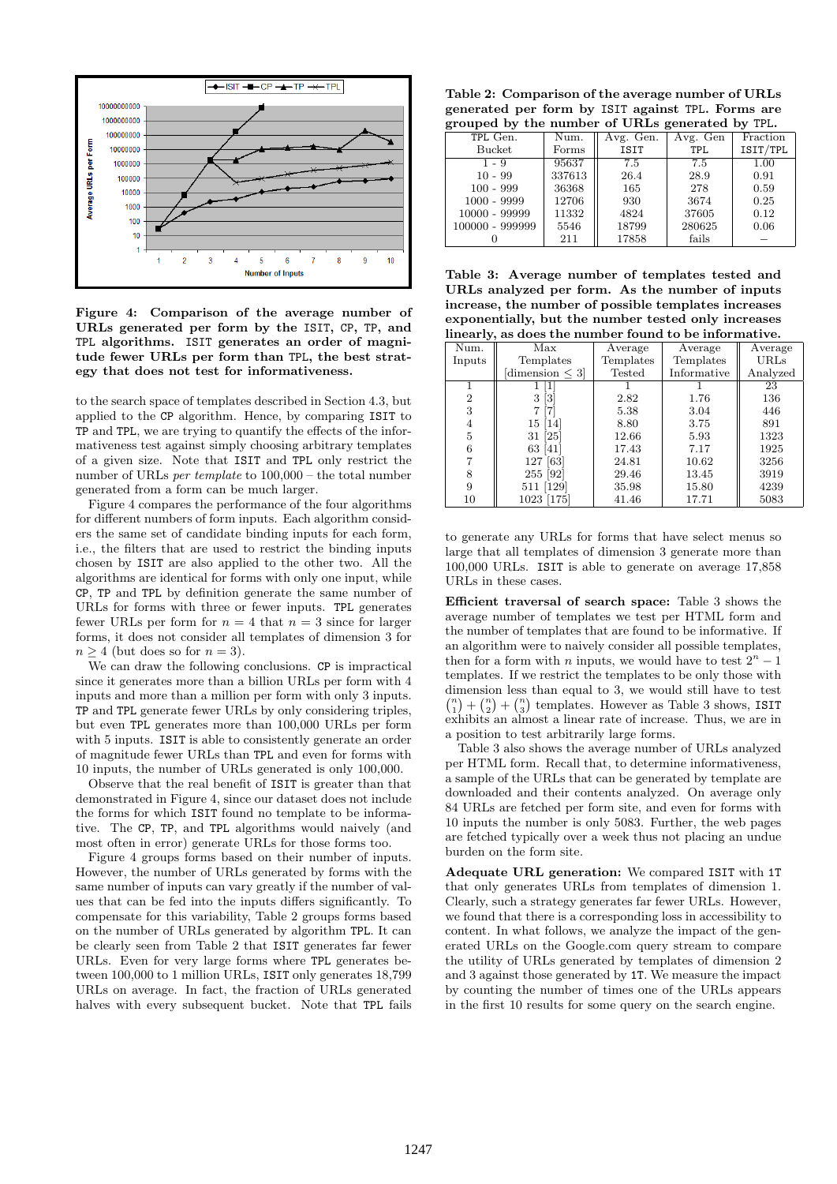Figure 4: Comparison of the average number of URLs generated per form by the ISIT, CP, TP, and TPL algorithms. ISIT generates an order of magnitude fewer URLs per form than TPL, the best strategy that does not test for informativeness.

to the search space of templates described in Section 4.3, but applied to the CP algorithm. Hence, by comparing ISIT to TP and TPL, we are trying to quantify the effects of the informativeness test against simply choosing arbitrary templates of a given size. Note that ISIT and TPL only restrict the number of URLs *per template* to 100,000 – the total number generated from a form can be much larger.

Figure 4 compares the performance of the four algorithms for different numbers of form inputs. Each algorithm considers the same set of candidate binding inputs for each form, i.e., the filters that are used to restrict the binding inputs chosen by ISIT are also applied to the other two. All the algorithms are identical for forms with only one input, while CP, TP and TPL by definition generate the same number of URLs for forms with three or fewer inputs. TPL generates fewer URLs per form for $n = 4$ that $n = 3$ since for larger forms, it does not consider all templates of dimension 3 for $n \geq 4$ (but does so for $n = 3$).

We can draw the following conclusions. CP is impractical since it generates more than a billion URLs per form with 4 inputs and more than a million per form with only 3 inputs. TP and TPL generate fewer URLs by only considering triples, but even TPL generates more than 100,000 URLs per form with 5 inputs. ISIT is able to consistently generate an order of magnitude fewer URLs than TPL and even for forms with 10 inputs, the number of URLs generated is only 100,000.

Observe that the real benefit of ISIT is greater than that demonstrated in Figure 4, since our dataset does not include the forms for which ISIT found no template to be informative. The CP, TP, and TPL algorithms would naively (and most often in error) generate URLs for those forms too.

Figure 4 groups forms based on their number of inputs. However, the number of URLs generated by forms with the same number of inputs can vary greatly if the number of values that can be fed into the inputs differs significantly. To compensate for this variability, Table 2 groups forms based on the number of URLs generated by algorithm TPL. It can be clearly seen from Table 2 that ISIT generates far fewer URLs. Even for very large forms where TPL generates between 100,000 to 1 million URLs, ISIT only generates 18,799 URLs on average. In fact, the fraction of URLs generated halves with every subsequent bucket. Note that TPL fails to generate any URLs for forms that have select menus so large that all templates of dimension 3 generate more than 100,000 URLs. ISIT is able to generate on average 17,858 URLs in these cases.

**Table 2: Comparison of the average number of URLs generated per form by ISIT against TPL. Forms are grouped by the number of URLs generated by TPL.**

| TPL Gen. Bucket | Num. Forms | Avg. Gen. ISIT | Avg. Gen TPL | Fraction ISIT/TPL |
|---|---|---|---|---|
| 1 - 9 | 95637 | 7.5 | 7.5 | 1.00 |
| 10 - 99 | 337613 | 26.4 | 28.9 | 0.91 |
| 100 - 999 | 36368 | 165 | 278 | 0.59 |
| 1000 - 9999 | 12706 | 930 | 3674 | 0.25 |
| 10000 - 99999 | 11332 | 4824 | 37605 | 0.12 |
| 100000 - 999999 | 5546 | 18799 | 280625 | 0.06 |
| 0 | 211 | 17858 | fails | – |

**Table 3: Average number of templates tested and URLs analyzed per form. As the number of inputs increase, the number of possible templates increases exponentially, but the number tested only increases linearly, as does the number found to be informative.**

| Num. Inputs | Max Templates [dimension ≤ 3] | Average Templates Tested | Average Informative | Average URLs Analyzed |
|---|---|---|---|---|
| 1 | 1 [1] | 1 | 1 | 23 |
| 2 | 3 [3] | 2.82 | 1.76 | 136 |
| 3 | 7 [7] | 5.38 | 3.04 | 446 |
| 4 | 15 [14] | 8.80 | 3.75 | 891 |
| 5 | 31 [25] | 12.66 | 5.93 | 1323 |
| 6 | 63 [41] | 17.43 | 7.17 | 1925 |
| 7 | 127 [63] | 24.81 | 10.62 | 3256 |
| 8 | 255 [92] | 29.46 | 13.45 | 3919 |
| 9 | 511 [129] | 35.98 | 15.80 | 4239 |
| 10 | 1023 [175] | 41.46 | 17.71 | 5083 |

**Efficient traversal of search space:** Table 3 shows the average number of templates we test per HTML form and the number of templates that are found to be informative. If an algorithm were to naively consider all possible templates, then for a form with $n$ inputs, we would have to test $2^n - 1$ templates. If we restrict the templates to be only those with dimension less than equal to 3, we would still have to test $\binom{n}{1} + \binom{n}{2} + \binom{n}{3}$ templates. However as Table 3 shows, ISIT exhibits an almost a linear rate of increase. Thus, we are in a position to test arbitrarily large forms.

Table 3 also shows the average number of URLs analyzed per HTML form. Recall that, to determine informativeness, a sample of the URLs that can be generated by template are downloaded and their contents analyzed. On average only 84 URLs are fetched per form site, and even for forms with 10 inputs the number is only 5083. Further, the web pages are fetched typically over a week thus not placing an undue burden on the form site.

**Adequate URL generation:** We compared ISIT with 1T that only generates URLs from templates of dimension 1. Clearly, such a strategy generates far fewer URLs. However, we found that there is a corresponding loss in accessibility to content. In what follows, we analyze the impact of the generated URLs on the Google.com query stream to compare the utility of URLs generated by templates of dimension 2 and 3 against those generated by 1T. We measure the impact by counting the number of times one of the URLs appears in the first 10 results for some query on the search engine.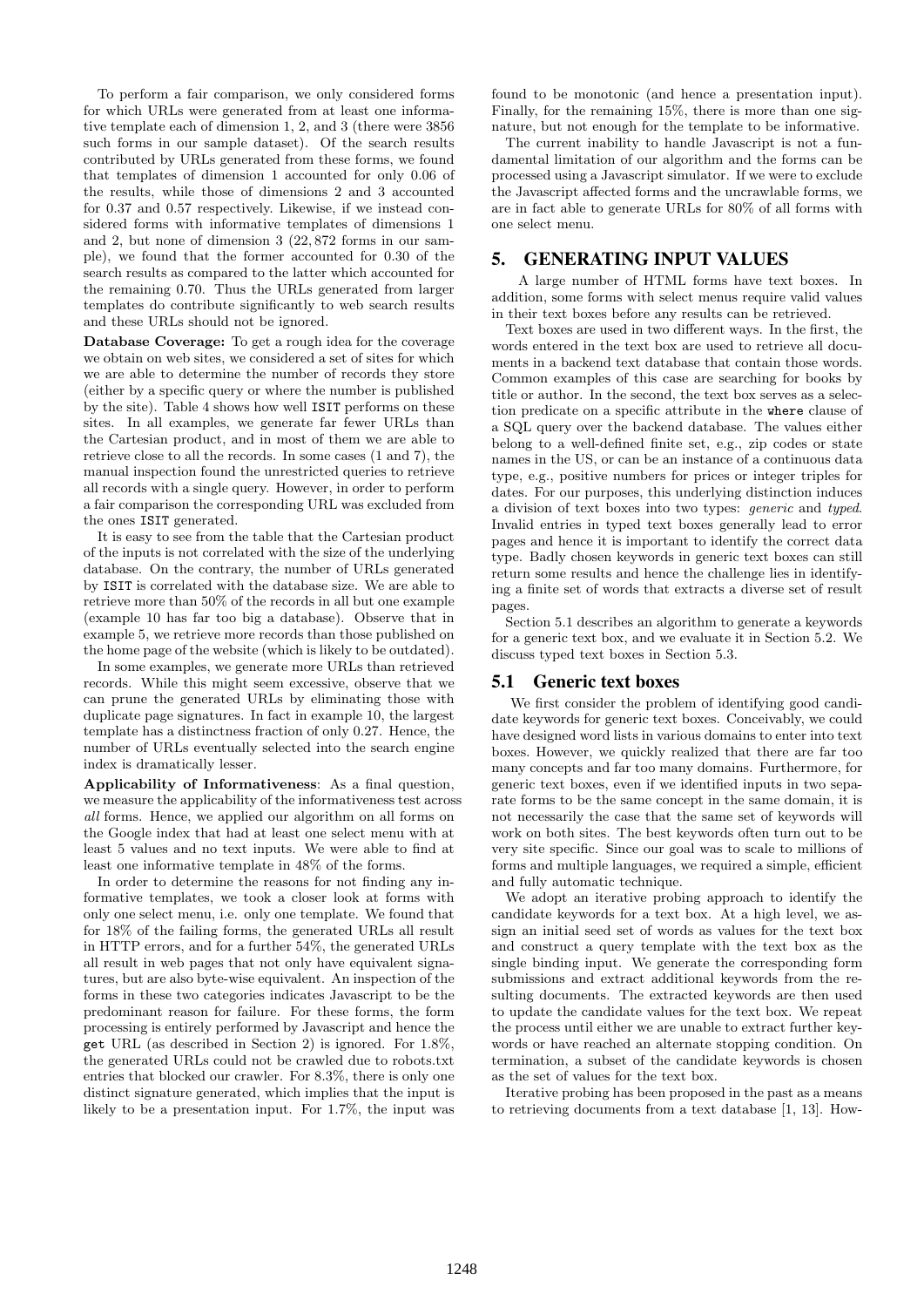To perform a fair comparison, we only considered forms for which URLs were generated from at least one informative template each of dimension 1, 2, and 3 (there were 3856 such forms in our sample dataset). Of the search results contributed by URLs generated from these forms, we found that templates of dimension 1 accounted for only 0.06 of the results, while those of dimensions 2 and 3 accounted for 0.37 and 0.57 respectively. Likewise, if we instead considered forms with informative templates of dimensions 1 and 2, but none of dimension 3 (22,872 forms in our sample), we found that the former accounted for 0.30 of the search results as compared to the latter which accounted for the remaining 0.70. Thus the URLs generated from larger templates do contribute significantly to web search results and these URLs should not be ignored.

**Database Coverage:** To get a rough idea for the coverage we obtain on web sites, we considered a set of sites for which we are able to determine the number of records they store (either by a specific query or where the number is published by the site). Table 4 shows how well ISIT performs on these sites. In all examples, we generate far fewer URLs than the Cartesian product, and in most of them we are able to retrieve close to all the records. In some cases (1 and 7), the manual inspection found the unrestricted queries to retrieve all records with a single query. However, in order to perform a fair comparison the corresponding URL was excluded from the ones ISIT generated.

It is easy to see from the table that the Cartesian product of the inputs is not correlated with the size of the underlying database. On the contrary, the number of URLs generated by ISIT is correlated with the database size. We are able to retrieve more than 50% of the records in all but one example (example 10 has far too big a database). Observe that in example 5, we retrieve more records than those published on the home page of the website (which is likely to be outdated).

In some examples, we generate more URLs than retrieved records. While this might seem excessive, observe that we can prune the generated URLs by eliminating those with duplicate page signatures. In fact in example 10, the largest template has a distinctness fraction of only 0.27. Hence, the number of URLs eventually selected into the search engine index is dramatically lesser.

**Applicability of Informativeness**: As a final question, we measure the applicability of the informativeness test across *all* forms. Hence, we applied our algorithm on all forms on the Google index that had at least one select menu with at least 5 values and no text inputs. We were able to find at least one informative template in 48% of the forms.

In order to determine the reasons for not finding any informative templates, we took a closer look at forms with only one select menu, i.e. only one template. We found that for 18% of the failing forms, the generated URLs all result in HTTP errors, and for a further 54%, the generated URLs all result in web pages that not only have equivalent signatures, but are also byte-wise equivalent. An inspection of the forms in these two categories indicates Javascript to be the predominant reason for failure. For these forms, the form processing is entirely performed by Javascript and hence the get URL (as described in Section 2) is ignored. For 1.8%, the generated URLs could not be crawled due to robots.txt entries that blocked our crawler. For 8.3%, there is only one distinct signature generated, which implies that the input is likely to be a presentation input. For 1.7%, the input was found to be monotonic (and hence a presentation input). Finally, for the remaining 15%, there is more than one signature, but not enough for the template to be informative.

The current inability to handle Javascript is not a fundamental limitation of our algorithm and the forms can be processed using a Javascript simulator. If we were to exclude the Javascript affected forms and the uncrawlable forms, we are in fact able to generate URLs for 80% of all forms with one select menu.

## 5. GENERATING INPUT VALUES

A large number of HTML forms have text boxes. In addition, some forms with select menus require valid values in their text boxes before any results can be retrieved.

Text boxes are used in two different ways. In the first, the words entered in the text box are used to retrieve all documents in a backend text database that contain those words. Common examples of this case are searching for books by title or author. In the second, the text box serves as a selection predicate on a specific attribute in the where clause of a SQL query over the backend database. The values either belong to a well-defined finite set, e.g., zip codes or state names in the US, or can be an instance of a continuous data type, e.g., positive numbers for prices or integer triples for dates. For our purposes, this underlying distinction induces a division of text boxes into two types: *generic* and *typed*. Invalid entries in typed text boxes generally lead to error pages and hence it is important to identify the correct data type. Badly chosen keywords in generic text boxes can still return some results and hence the challenge lies in identifying a finite set of words that extracts a diverse set of result pages.

Section 5.1 describes an algorithm to generate a keywords for a generic text box, and we evaluate it in Section 5.2. We discuss typed text boxes in Section 5.3.

### 5.1 Generic text boxes

We first consider the problem of identifying good candidate keywords for generic text boxes. Conceivably, we could have designed word lists in various domains to enter into text boxes. However, we quickly realized that there are far too many concepts and far too many domains. Furthermore, for generic text boxes, even if we identified inputs in two separate forms to be the same concept in the same domain, it is not necessarily the case that the same set of keywords will work on both sites. The best keywords often turn out to be very site specific. Since our goal was to scale to millions of forms and multiple languages, we required a simple, efficient and fully automatic technique.

We adopt an iterative probing approach to identify the candidate keywords for a text box. At a high level, we assign an initial seed set of words as values for the text box and construct a query template with the text box as the single binding input. We generate the corresponding form submissions and extract additional keywords from the resulting documents. The extracted keywords are then used to update the candidate values for the text box. We repeat the process until either we are unable to extract further keywords or have reached an alternate stopping condition. On termination, a subset of the candidate keywords is chosen as the set of values for the text box.

Iterative probing has been proposed in the past as a means to retrieving documents from a text database [1, 13]. How-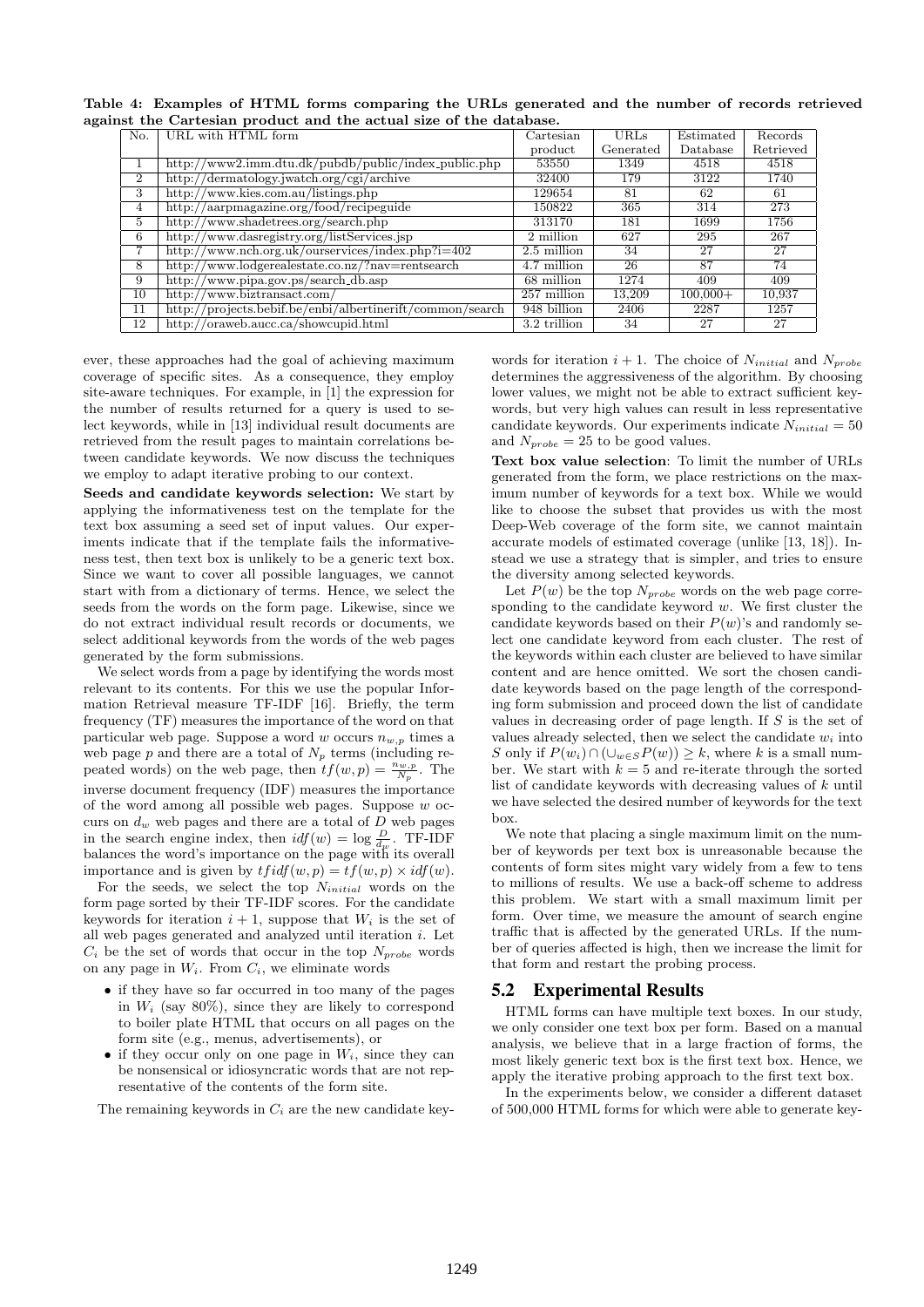**Table 4: Examples of HTML forms comparing the URLs generated and the number of records retrieved against the Cartesian product and the actual size of the database.**

| No. | URL with HTML form | Cartesian product | URLs Generated | Estimated Database | Records Retrieved |
|---|---|---|---|---|---|
| 1 | http://www2.imm.dtu.dk/pubdb/public/index_public.php | 53550 | 1349 | 4518 | 4518 |
| 2 | http://dermatology.jwatch.org/cgi/archive | 32400 | 179 | 3122 | 1740 |
| 3 | http://www.kies.com.au/listings.php | 129654 | 81 | 62 | 61 |
| 4 | http://aarpmagazine.org/food/recipeguide | 150822 | 365 | 314 | 273 |
| 5 | http://www.shadetrees.org/search.php | 313170 | 181 | 1699 | 1756 |
| 6 | http://www.dasregistry.org/listServices.jsp | 2 million | 627 | 295 | 267 |
| 7 | http://www.nch.org.uk/ourservices/index.php?i=402 | 2.5 million | 34 | 27 | 27 |
| 8 | http://www.lodgerealestate.co.nz/?nav=rentsearch | 4.7 million | 26 | 87 | 74 |
| 9 | http://www.pipa.gov.ps/search_db.asp | 68 million | 1274 | 409 | 409 |
| 10 | http://www.biztransact.com/ | 257 million | 13,209 | 100,000+ | 10,937 |
| 11 | http://projects.bebif.be/enbi/albertinerift/common/search | 948 billion | 2406 | 2287 | 1257 |
| 12 | http://oraweb.aucc.ca/showcupid.html | 3.2 trillion | 34 | 27 | 27 |

ever, these approaches had the goal of achieving maximum coverage of specific sites. As a consequence, they employ site-aware techniques. For example, in [1] the expression for the number of results returned for a query is used to select keywords, while in [13] individual result documents are retrieved from the result pages to maintain correlations between candidate keywords. We now discuss the techniques we employ to adapt iterative probing to our context.

**Seeds and candidate keywords selection:** We start by applying the informativeness test on the template for the text box assuming a seed set of input values. Our experiments indicate that if the template fails the informativeness test, then text box is unlikely to be a generic text box. Since we want to cover all possible languages, we cannot start with from a dictionary of terms. Hence, we select the seeds from the words on the form page. Likewise, since we do not extract individual result records or documents, we select additional keywords from the words of the web pages generated by the form submissions.

We select words from a page by identifying the words most relevant to its contents. For this we use the popular Information Retrieval measure TF-IDF [16]. Briefly, the term frequency (TF) measures the importance of the word on that particular web page. Suppose a word $w$ occurs $n_{w,p}$ times a web page $p$ and there are a total of $N_p$ terms (including repeated words) on the web page, then $tf(w,p) = \frac{n_{w,p}}{N_p}$. The inverse document frequency (IDF) measures the importance of the word among all possible web pages. Suppose $w$ occurs on $d_w$ web pages and there are a total of $D$ web pages in the search engine index, then $idf(w) = \log \frac{D}{d_w}$. TF-IDF balances the word's importance on the page with its overall importance and is given by $tfidf(w,p) = tf(w,p) \times idf(w)$.

For the seeds, we select the top $N_{initial}$ words on the form page sorted by their TF-IDF scores. For the candidate keywords for iteration $i+1$, suppose that $W_i$ is the set of all web pages generated and analyzed until iteration $i$. Let $C_i$ be the set of words that occur in the top $N_{probe}$ words on any page in $W_i$. From $C_i$, we eliminate words

- if they have so far occurred in too many of the pages in $W_i$ (say 80%), since they are likely to correspond to boiler plate HTML that occurs on all pages on the form site (e.g., menus, advertisements), or
- if they occur only on one page in $W_i$, since they can be nonsensical or idiosyncratic words that are not representative of the contents of the form site.

The remaining keywords in $C_i$ are the new candidate keywords for iteration $i+1$. The choice of $N_{initial}$ and $N_{probe}$ determines the aggressiveness of the algorithm. By choosing lower values, we might not be able to extract sufficient keywords, but very high values can result in less representative candidate keywords. Our experiments indicate $N_{initial} = 50$ and $N_{probe} = 25$ to be good values.

**Text box value selection**: To limit the number of URLs generated from the form, we place restrictions on the maximum number of keywords for a text box. While we would like to choose the subset that provides us with the most Deep-Web coverage of the form site, we cannot maintain accurate models of estimated coverage (unlike [13, 18]). Instead we use a strategy that is simpler, and tries to ensure the diversity among selected keywords.

Let $P(w)$ be the top $N_{probe}$ words on the web page corresponding to the candidate keyword $w$. We first cluster the candidate keywords based on their $P(w)$'s and randomly select one candidate keyword from each cluster. The rest of the keywords within each cluster are believed to have similar content and are hence omitted. We sort the chosen candidate keywords based on the page length of the corresponding form submission and proceed down the list of candidate values in decreasing order of page length. If $S$ is the set of values already selected, then we select the candidate $w_i$ into $S$ only if $P(w_i) \cap (\cup_{w \in S} P(w)) \geq k$, where $k$ is a small number. We start with $k = 5$ and re-iterate through the sorted list of candidate keywords with decreasing values of $k$ until we have selected the desired number of keywords for the text box.

We note that placing a single maximum limit on the number of keywords per text box is unreasonable because the contents of form sites might vary widely from a few to tens to millions of results. We use a back-off scheme to address this problem. We start with a small maximum limit per form. Over time, we measure the amount of search engine traffic that is affected by the generated URLs. If the number of queries affected is high, then we increase the limit for that form and restart the probing process.

## 5.2 Experimental Results

HTML forms can have multiple text boxes. In our study, we only consider one text box per form. Based on a manual analysis, we believe that in a large fraction of forms, the most likely generic text box is the first text box. Hence, we apply the iterative probing approach to the first text box.

In the experiments below, we consider a different dataset of 500,000 HTML forms for which were able to generate key-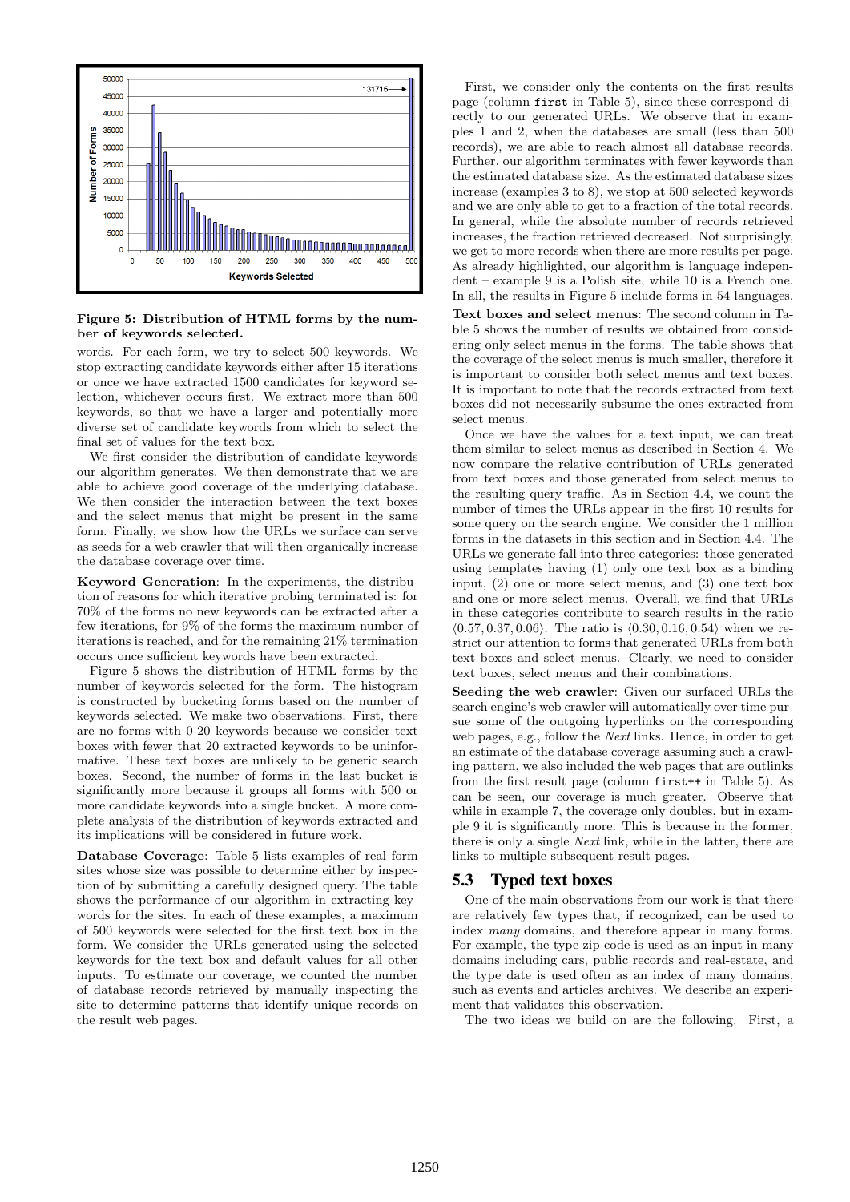**Figure 5: Distribution of HTML forms by the number of keywords selected.**

words. For each form, we try to select 500 keywords. We stop extracting candidate keywords either after 15 iterations or once we have extracted 1500 candidates for keyword selection, whichever occurs first. We extract more than 500 keywords, so that we have a larger and potentially more diverse set of candidate keywords from which to select the final set of values for the text box.

We first consider the distribution of candidate keywords our algorithm generates. We then demonstrate that we are able to achieve good coverage of the underlying database. We then consider the interaction between the text boxes and the select menus that might be present in the same form. Finally, we show how the URLs we surface can serve as seeds for a web crawler that will then organically increase the database coverage over time.

**Keyword Generation**: In the experiments, the distribution of reasons for which iterative probing terminated is: for 70% of the forms no new keywords can be extracted after a few iterations, for 9% of the forms the maximum number of iterations is reached, and for the remaining 21% termination occurs once sufficient keywords have been extracted.

Figure 5 shows the distribution of HTML forms by the number of keywords selected for the form. The histogram is constructed by bucketing forms based on the number of keywords selected. We make two observations. First, there are no forms with 0-20 keywords because we consider text boxes with fewer that 20 extracted keywords to be uninformative. These text boxes are unlikely to be generic search boxes. Second, the number of forms in the last bucket is significantly more because it groups all forms with 500 or more candidate keywords into a single bucket. A more complete analysis of the distribution of keywords extracted and its implications will be considered in future work.

**Database Coverage**: Table 5 lists examples of real form sites whose size was possible to determine either by inspection of by submitting a carefully designed query. The table shows the performance of our algorithm in extracting keywords for the sites. In each of these examples, a maximum of 500 keywords were selected for the first text box in the form. We consider the URLs generated using the selected keywords for the text box and default values for all other inputs. To estimate our coverage, we counted the number of database records retrieved by manually inspecting the site to determine patterns that identify unique records on the result web pages.

First, we consider only the contents on the first results page (column `first` in Table 5), since these correspond directly to our generated URLs. We observe that in examples 1 and 2, when the databases are small (less than 500 records), we are able to reach almost all database records. Further, our algorithm terminates with fewer keywords than the estimated database size. As the estimated database sizes increase (examples 3 to 8), we stop at 500 selected keywords and we are only able to get to a fraction of the total records. In general, while the absolute number of records retrieved increases, the fraction retrieved decreased. Not surprisingly, we get to more records when there are more results per page. As already highlighted, our algorithm is language independent – example 9 is a Polish site, while 10 is a French one. In all, the results in Figure 5 include forms in 54 languages.

**Text boxes and select menus**: The second column in Table 5 shows the number of results we obtained from considering only select menus in the forms. The table shows that the coverage of the select menus is much smaller, therefore it is important to consider both select menus and text boxes. It is important to note that the records extracted from text boxes did not necessarily subsume the ones extracted from select menus.

Once we have the values for a text input, we can treat them similar to select menus as described in Section 4. We now compare the relative contribution of URLs generated from text boxes and those generated from select menus to the resulting query traffic. As in Section 4.4, we count the number of times the URLs appear in the first 10 results for some query on the search engine. We consider the 1 million forms in the datasets in this section and in Section 4.4. The URLs we generate fall into three categories: those generated using templates having (1) only one text box as a binding input, (2) one or more select menus, and (3) one text box and one or more select menus. Overall, we find that URLs in these categories contribute to search results in the ratio $\langle 0.57, 0.37, 0.06 \rangle$. The ratio is $\langle 0.30, 0.16, 0.54 \rangle$ when we restrict our attention to forms that generated URLs from both text boxes and select menus. Clearly, we need to consider text boxes, select menus and their combinations.

**Seeding the web crawler**: Given our surfaced URLs the search engine's web crawler will automatically over time pursue some of the outgoing hyperlinks on the corresponding web pages, e.g., follow the *Next* links. Hence, in order to get an estimate of the database coverage assuming such a crawling pattern, we also included the web pages that are outlinks from the first result page (column `first++` in Table 5). As can be seen, our coverage is much greater. Observe that while in example 7, the coverage only doubles, but in example 9 it is significantly more. This is because in the former, there is only a single *Next* link, while in the latter, there are links to multiple subsequent result pages.

## 5.3 Typed text boxes

One of the main observations from our work is that there are relatively few types that, if recognized, can be used to index *many* domains, and therefore appear in many forms. For example, the type zip code is used as an input in many domains including cars, public records and real-estate, and the type date is used often as an index of many domains, such as events and articles archives. We describe an experiment that validates this observation.

The two ideas we build on are the following. First, a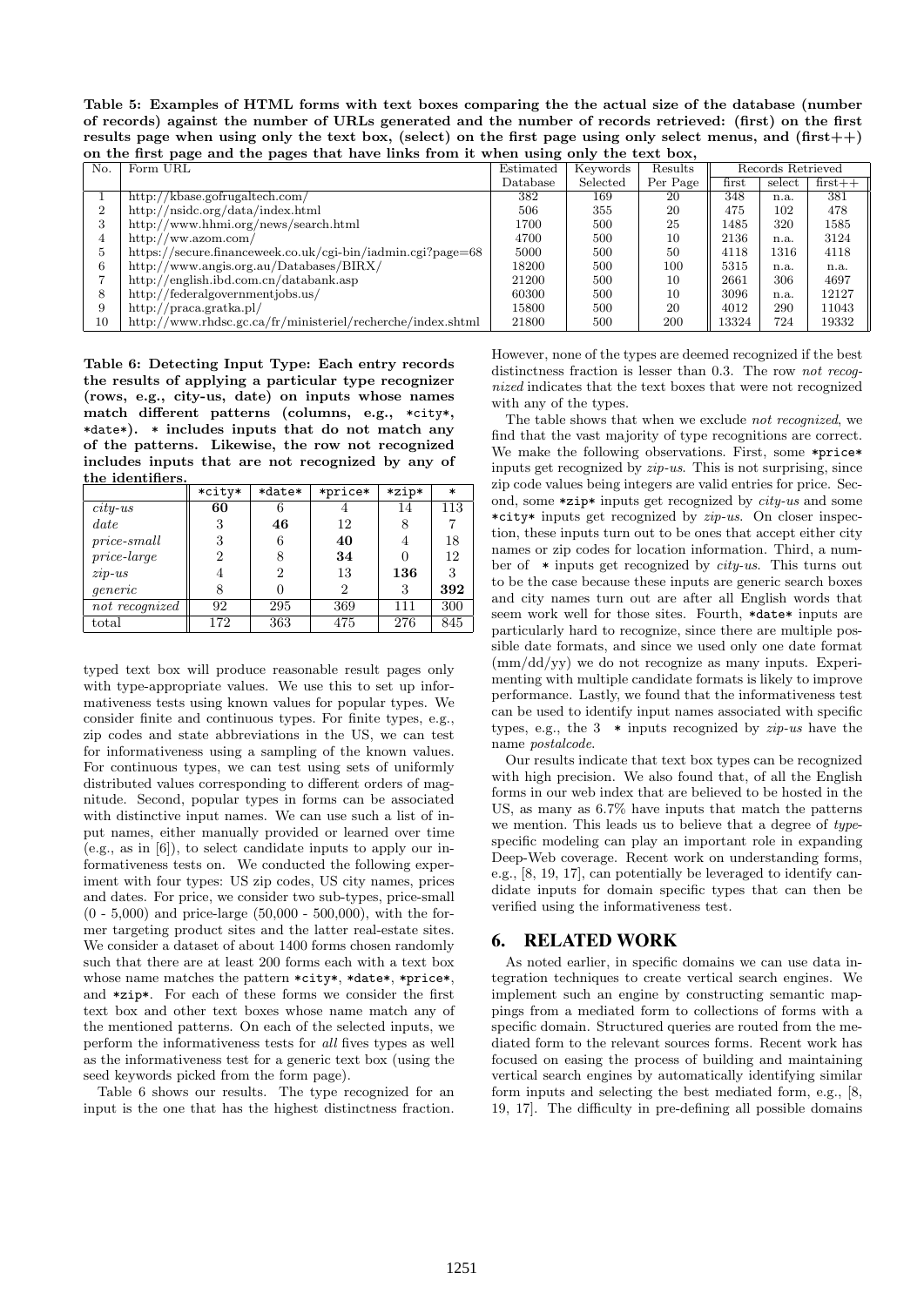**Table 5: Examples of HTML forms with text boxes comparing the the actual size of the database (number of records) against the number of URLs generated and the number of records retrieved: (first) on the first results page when using only the text box, (select) on the first page using only select menus, and (first++) on the first page and the pages that have links from it when using only the text box,**

| No. | Form URL | Estimated Database | Keywords Selected | Results Per Page | Records Retrieved | | |
|---|---|---|---|---|---|---|---|
| | | | | | first | select | first++ |
| 1 | http://kbase.gofrugaltech.com/ | 382 | 169 | 20 | 348 | n.a. | 381 |
| 2 | http://nsidc.org/data/index.html | 506 | 355 | 20 | 475 | 102 | 478 |
| 3 | http://www.hhmi.org/news/search.html | 1700 | 500 | 25 | 1485 | 320 | 1585 |
| 4 | http://ww.azom.com/ | 4700 | 500 | 10 | 2136 | n.a. | 3124 |
| 5 | https://secure.financeweek.co.uk/cgi-bin/iadmin.cgi?page=68 | 5000 | 500 | 50 | 4118 | 1316 | 4118 |
| 6 | http://www.angis.org.au/Databases/BIRX/ | 18200 | 500 | 100 | 5315 | n.a. | n.a. |
| 7 | http://english.ibd.com.cn/databank.asp | 21200 | 500 | 10 | 2661 | 306 | 4697 |
| 8 | http://federalgovernmentjobs.us/ | 60300 | 500 | 10 | 3096 | n.a. | 12127 |
| 9 | http://praca.gratka.pl/ | 15800 | 500 | 20 | 4012 | 290 | 11043 |
| 10 | http://www.rhdsc.gc.ca/fr/ministeriel/recherche/index.shtml | 21800 | 500 | 200 | 13324 | 724 | 19332 |

**Table 6: Detecting Input Type: Each entry records the results of applying a particular type recognizer (rows, e.g., city-us, date) on inputs whose names match different patterns (columns, e.g., \*city\*, \*date\*). \* includes inputs that do not match any of the patterns. Likewise, the row not recognized includes inputs that are not recognized by any of the identifiers.**

| | \*city\* | \*date\* | \*price\* | \*zip\* | \* |
|---|---|---|---|---|---|
| *city-us* | **60** | 6 | 4 | 14 | 113 |
| *date* | 3 | **46** | 12 | 8 | 7 |
| *price-small* | 3 | 6 | **40** | 4 | 18 |
| *price-large* | 2 | 8 | **34** | 0 | 12 |
| *zip-us* | 4 | 2 | 13 | **136** | 3 |
| *generic* | 8 | 0 | 2 | 3 | **392** |
| *not recognized* | 92 | 295 | 369 | 111 | 300 |
| total | 172 | 363 | 475 | 276 | 845 |

typed text box will produce reasonable result pages only with type-appropriate values. We use this to set up informativeness tests using known values for popular types. We consider finite and continuous types. For finite types, e.g., zip codes and state abbreviations in the US, we can test for informativeness using a sampling of the known values. For continuous types, we can test using sets of uniformly distributed values corresponding to different orders of magnitude. Second, popular types in forms can be associated with distinctive input names. We can use such a list of input names, either manually provided or learned over time (e.g., as in [6]), to select candidate inputs to apply our informativeness tests on. We conducted the following experiment with four types: US zip codes, US city names, prices and dates. For price, we consider two sub-types, price-small (0 - 5,000) and price-large (50,000 - 500,000), with the former targeting product sites and the latter real-estate sites. We consider a dataset of about 1400 forms chosen randomly such that there are at least 200 forms each with a text box whose name matches the pattern \*city\*, \*date\*, \*price\*, and \*zip\*. For each of these forms we consider the first text box and other text boxes whose name match any of the mentioned patterns. On each of the selected inputs, we perform the informativeness tests for *all* fives types as well as the informativeness test for a generic text box (using the seed keywords picked from the form page).

Table 6 shows our results. The type recognized for an input is the one that has the highest distinctness fraction. However, none of the types are deemed recognized if the best distinctness fraction is lesser than 0.3. The row *not recognized* indicates that the text boxes that were not recognized with any of the types.

The table shows that when we exclude *not recognized*, we find that the vast majority of type recognitions are correct. We make the following observations. First, some \*price\* inputs get recognized by *zip-us*. This is not surprising, since zip code values being integers are valid entries for price. Second, some \*zip\* inputs get recognized by *city-us* and some \*city\* inputs get recognized by *zip-us*. On closer inspection, these inputs turn out to be ones that accept either city names or zip codes for location information. Third, a number of \* inputs get recognized by *city-us*. This turns out to be the case because these inputs are generic search boxes and city names turn out are after all English words that seem work well for those sites. Fourth, \*date\* inputs are particularly hard to recognize, since there are multiple possible date formats, and since we used only one date format (mm/dd/yy) we do not recognize as many inputs. Experimenting with multiple candidate formats is likely to improve performance. Lastly, we found that the informativeness test can be used to identify input names associated with specific types, e.g., the 3 \* inputs recognized by *zip-us* have the name *postalcode*.

Our results indicate that text box types can be recognized with high precision. We also found that, of all the English forms in our web index that are believed to be hosted in the US, as many as 6.7% have inputs that match the patterns we mention. This leads us to believe that a degree of *type*-specific modeling can play an important role in expanding Deep-Web coverage. Recent work on understanding forms, e.g., [8, 19, 17], can potentially be leveraged to identify candidate inputs for domain specific types that can then be verified using the informativeness test.

## 6. RELATED WORK

As noted earlier, in specific domains we can use data integration techniques to create vertical search engines. We implement such an engine by constructing semantic mappings from a mediated form to collections of forms with a specific domain. Structured queries are routed from the mediated form to the relevant sources forms. Recent work has focused on easing the process of building and maintaining vertical search engines by automatically identifying similar form inputs and selecting the best mediated form, e.g., [8, 19, 17]. The difficulty in pre-defining all possible domains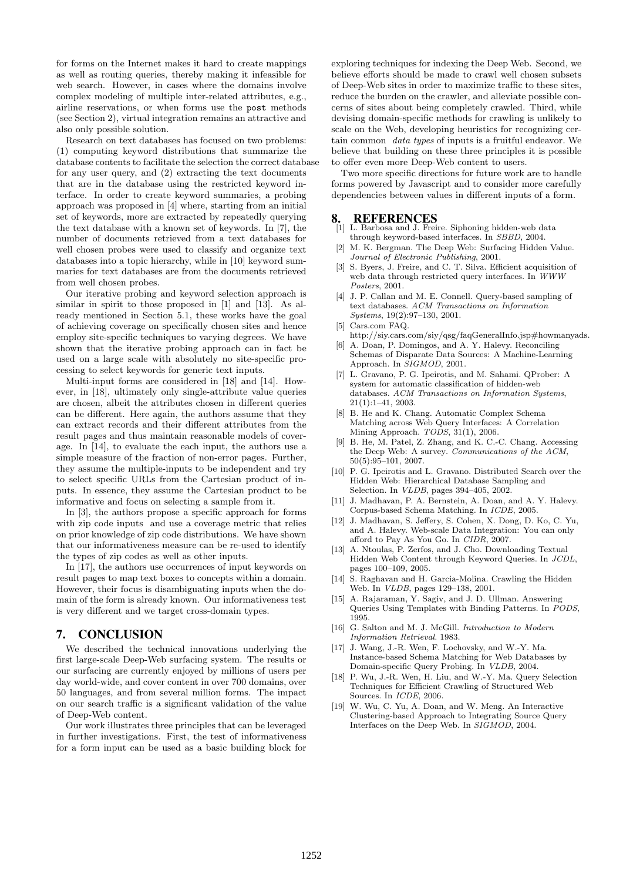for forms on the Internet makes it hard to create mappings as well as routing queries, thereby making it infeasible for web search. However, in cases where the domains involve complex modeling of multiple inter-related attributes, e.g., airline reservations, or when forms use the post methods (see Section 2), virtual integration remains an attractive and also only possible solution.

Research on text databases has focused on two problems: (1) computing keyword distributions that summarize the database contents to facilitate the selection the correct database for any user query, and (2) extracting the text documents that are in the database using the restricted keyword interface. In order to create keyword summaries, a probing approach was proposed in [4] where, starting from an initial set of keywords, more are extracted by repeatedly querying the text database with a known set of keywords. In [7], the number of documents retrieved from a text databases for well chosen probes were used to classify and organize text databases into a topic hierarchy, while in [10] keyword summaries for text databases are from the documents retrieved from well chosen probes.

Our iterative probing and keyword selection approach is similar in spirit to those proposed in [1] and [13]. As already mentioned in Section 5.1, these works have the goal of achieving coverage on specifically chosen sites and hence employ site-specific techniques to varying degrees. We have shown that the iterative probing approach can in fact be used on a large scale with absolutely no site-specific processing to select keywords for generic text inputs.

Multi-input forms are considered in [18] and [14]. However, in [18], ultimately only single-attribute value queries are chosen, albeit the attributes chosen in different queries can be different. Here again, the authors assume that they can extract records and their different attributes from the result pages and thus maintain reasonable models of coverage. In [14], to evaluate the each input, the authors use a simple measure of the fraction of non-error pages. Further, they assume the multiple-inputs to be independent and try to select specific URLs from the Cartesian product of inputs. In essence, they assume the Cartesian product to be informative and focus on selecting a sample from it.

In [3], the authors propose a specific approach for forms with zip code inputs and use a coverage metric that relies on prior knowledge of zip code distributions. We have shown that our informativeness measure can be re-used to identify the types of zip codes as well as other inputs.

In [17], the authors use occurrences of input keywords on result pages to map text boxes to concepts within a domain. However, their focus is disambiguating inputs when the domain of the form is already known. Our informativeness test is very different and we target cross-domain types.

## 7. CONCLUSION

We described the technical innovations underlying the first large-scale Deep-Web surfacing system. The results or our surfacing are currently enjoyed by millions of users per day world-wide, and cover content in over 700 domains, over 50 languages, and from several million forms. The impact on our search traffic is a significant validation of the value of Deep-Web content.

Our work illustrates three principles that can be leveraged in further investigations. First, the test of informativeness for a form input can be used as a basic building block for exploring techniques for indexing the Deep Web. Second, we believe efforts should be made to crawl well chosen subsets of Deep-Web sites in order to maximize traffic to these sites, reduce the burden on the crawler, and alleviate possible concerns of sites about being completely crawled. Third, while devising domain-specific methods for crawling is unlikely to scale on the Web, developing heuristics for recognizing certain common *data types* of inputs is a fruitful endeavor. We believe that building on these three principles it is possible to offer even more Deep-Web content to users.

Two more specific directions for future work are to handle forms powered by Javascript and to consider more carefully dependencies between values in different inputs of a form.

## 8. REFERENCES

[1] L. Barbosa and J. Freire. Siphoning hidden-web data through keyword-based interfaces. In *SBBD*, 2004.

[2] M. K. Bergman. The Deep Web: Surfacing Hidden Value. *Journal of Electronic Publishing*, 2001.

[3] S. Byers, J. Freire, and C. T. Silva. Efficient acquisition of web data through restricted query interfaces. In *WWW Posters*, 2001.

[4] J. P. Callan and M. E. Connell. Query-based sampling of text databases. *ACM Transactions on Information Systems*, 19(2):97–130, 2001.

[5] Cars.com FAQ. http://siy.cars.com/siy/qsg/faqGeneralInfo.jsp#howmanyads.

[6] A. Doan, P. Domingos, and A. Y. Halevy. Reconciling Schemas of Disparate Data Sources: A Machine-Learning Approach. In *SIGMOD*, 2001.

[7] L. Gravano, P. G. Ipeirotis, and M. Sahami. QProber: A system for automatic classification of hidden-web databases. *ACM Transactions on Information Systems*, 21(1):1–41, 2003.

[8] B. He and K. Chang. Automatic Complex Schema Matching across Web Query Interfaces: A Correlation Mining Approach. *TODS*, 31(1), 2006.

[9] B. He, M. Patel, Z. Zhang, and K. C.-C. Chang. Accessing the Deep Web: A survey. *Communications of the ACM*, 50(5):95–101, 2007.

[10] P. G. Ipeirotis and L. Gravano. Distributed Search over the Hidden Web: Hierarchical Database Sampling and Selection. In *VLDB*, pages 394–405, 2002.

[11] J. Madhavan, P. A. Bernstein, A. Doan, and A. Y. Halevy. Corpus-based Schema Matching. In *ICDE*, 2005.

[12] J. Madhavan, S. Jeffery, S. Cohen, X. Dong, D. Ko, C. Yu, and A. Halevy. Web-scale Data Integration: You can only afford to Pay As You Go. In *CIDR*, 2007.

[13] A. Ntoulas, P. Zerfos, and J. Cho. Downloading Textual Hidden Web Content through Keyword Queries. In *JCDL*, pages 100–109, 2005.

[14] S. Raghavan and H. Garcia-Molina. Crawling the Hidden Web. In *VLDB*, pages 129–138, 2001.

[15] A. Rajaraman, Y. Sagiv, and J. D. Ullman. Answering Queries Using Templates with Binding Patterns. In *PODS*, 1995.

[16] G. Salton and M. J. McGill. *Introduction to Modern Information Retrieval*. 1983.

[17] J. Wang, J.-R. Wen, F. Lochovsky, and W.-Y. Ma. Instance-based Schema Matching for Web Databases by Domain-specific Query Probing. In *VLDB*, 2004.

[18] P. Wu, J.-R. Wen, H. Liu, and W.-Y. Ma. Query Selection Techniques for Efficient Crawling of Structured Web Sources. In *ICDE*, 2006.

[19] W. Wu, C. Yu, A. Doan, and W. Meng. An Interactive Clustering-based Approach to Integrating Source Query Interfaces on the Deep Web. In *SIGMOD*, 2004.